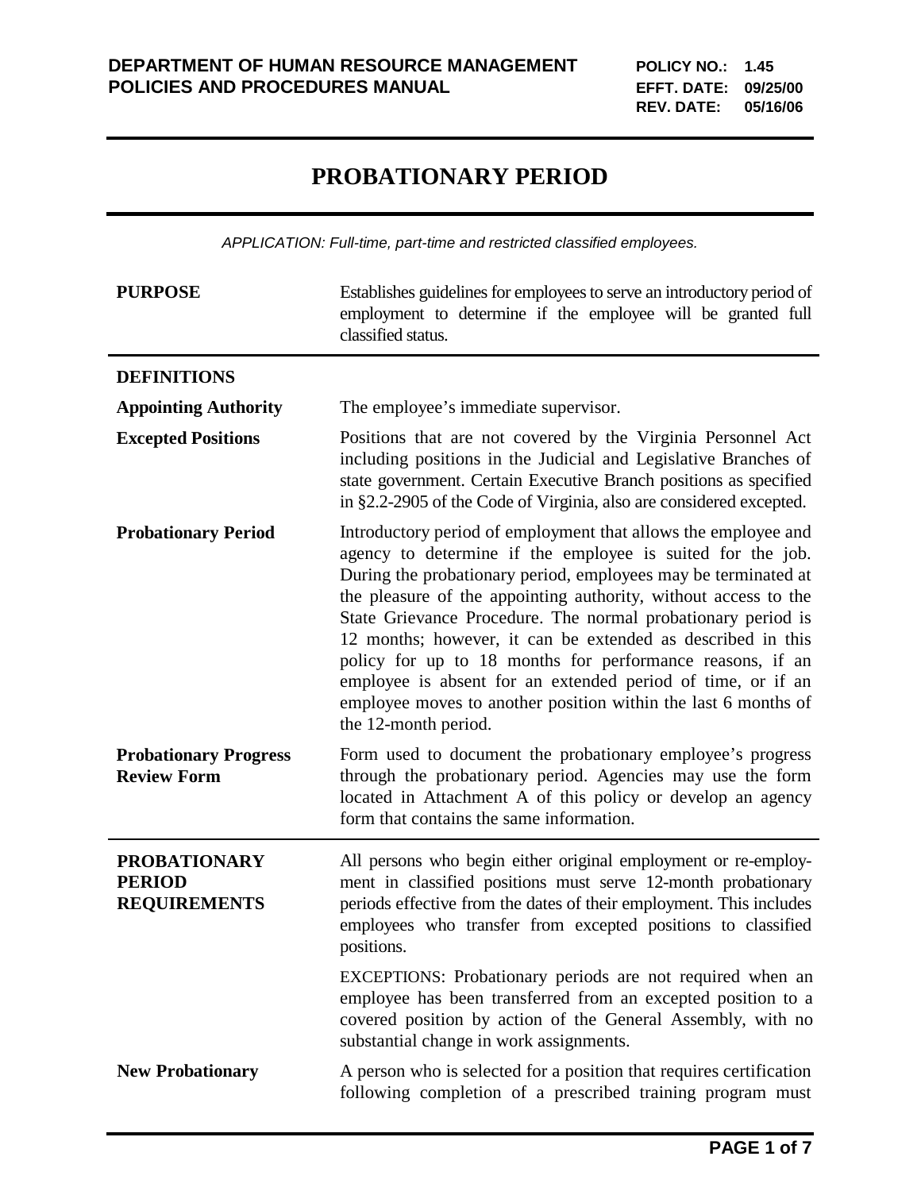**DEPARTMENT OF HUMAN RESOURCE MANAGEMENT POLICIES AND PROCEDURES MANUAL**

**POLICY NO.: 1.45**
**EFFT. DATE: 09/25/00**
**REV. DATE: 05/16/06**

# PROBATIONARY PERIOD

*APPLICATION: Full-time, part-time and restricted classified employees.*

**PURPOSE**

Establishes guidelines for employees to serve an introductory period of employment to determine if the employee will be granted full classified status.

## DEFINITIONS

**Appointing Authority**

The employee's immediate supervisor.

**Excepted Positions**

Positions that are not covered by the Virginia Personnel Act including positions in the Judicial and Legislative Branches of state government. Certain Executive Branch positions as specified in §2.2-2905 of the Code of Virginia, also are considered excepted.

**Probationary Period**

Introductory period of employment that allows the employee and agency to determine if the employee is suited for the job. During the probationary period, employees may be terminated at the pleasure of the appointing authority, without access to the State Grievance Procedure. The normal probationary period is 12 months; however, it can be extended as described in this policy for up to 18 months for performance reasons, if an employee is absent for an extended period of time, or if an employee moves to another position within the last 6 months of the 12-month period.

**Probationary Progress Review Form**

Form used to document the probationary employee's progress through the probationary period. Agencies may use the form located in Attachment A of this policy or develop an agency form that contains the same information.

## PROBATIONARY PERIOD REQUIREMENTS

All persons who begin either original employment or re-employment in classified positions must serve 12-month probationary periods effective from the dates of their employment. This includes employees who transfer from excepted positions to classified positions.

EXCEPTIONS: Probationary periods are not required when an employee has been transferred from an excepted position to a covered position by action of the General Assembly, with no substantial change in work assignments.

**New Probationary**

A person who is selected for a position that requires certification following completion of a prescribed training program must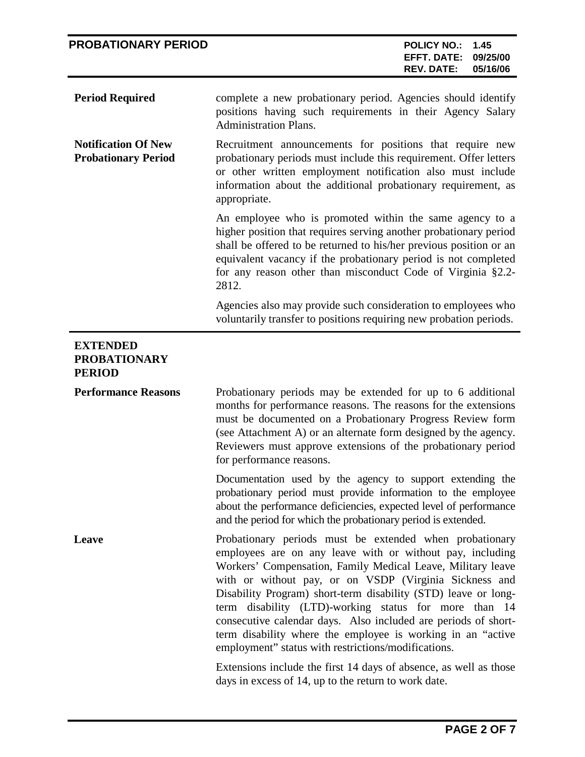**Period Required**

complete a new probationary period. Agencies should identify positions having such requirements in their Agency Salary Administration Plans.

**Notification Of New Probationary Period**

Recruitment announcements for positions that require new probationary periods must include this requirement. Offer letters or other written employment notification also must include information about the additional probationary requirement, as appropriate.

An employee who is promoted within the same agency to a higher position that requires serving another probationary period shall be offered to be returned to his/her previous position or an equivalent vacancy if the probationary period is not completed for any reason other than misconduct Code of Virginia §2.2-2812.

Agencies also may provide such consideration to employees who voluntarily transfer to positions requiring new probation periods.

## EXTENDED PROBATIONARY PERIOD

**Performance Reasons**

Probationary periods may be extended for up to 6 additional months for performance reasons. The reasons for the extensions must be documented on a Probationary Progress Review form (see Attachment A) or an alternate form designed by the agency. Reviewers must approve extensions of the probationary period for performance reasons.

Documentation used by the agency to support extending the probationary period must provide information to the employee about the performance deficiencies, expected level of performance and the period for which the probationary period is extended.

**Leave**

Probationary periods must be extended when probationary employees are on any leave with or without pay, including Workers' Compensation, Family Medical Leave, Military leave with or without pay, or on VSDP (Virginia Sickness and Disability Program) short-term disability (STD) leave or long-term disability (LTD)-working status for more than 14 consecutive calendar days. Also included are periods of short-term disability where the employee is working in an "active employment" status with restrictions/modifications.

Extensions include the first 14 days of absence, as well as those days in excess of 14, up to the return to work date.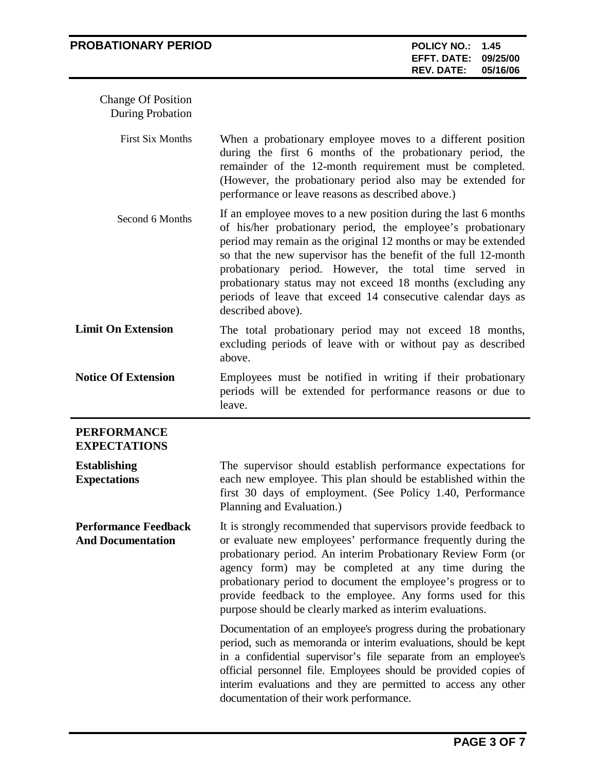### Change Of Position During Probation

**First Six Months**

When a probationary employee moves to a different position during the first 6 months of the probationary period, the remainder of the 12-month requirement must be completed. (However, the probationary period also may be extended for performance or leave reasons as described above.)

**Second 6 Months**

If an employee moves to a new position during the last 6 months of his/her probationary period, the employee's probationary period may remain as the original 12 months or may be extended so that the new supervisor has the benefit of the full 12-month probationary period. However, the total time served in probationary status may not exceed 18 months (excluding any periods of leave that exceed 14 consecutive calendar days as described above).

**Limit On Extension**

The total probationary period may not exceed 18 months, excluding periods of leave with or without pay as described above.

**Notice Of Extension**

Employees must be notified in writing if their probationary periods will be extended for performance reasons or due to leave.

## PERFORMANCE EXPECTATIONS

**Establishing Expectations**

The supervisor should establish performance expectations for each new employee. This plan should be established within the first 30 days of employment. (See Policy 1.40, Performance Planning and Evaluation.)

**Performance Feedback And Documentation**

It is strongly recommended that supervisors provide feedback to or evaluate new employees' performance frequently during the probationary period. An interim Probationary Review Form (or agency form) may be completed at any time during the probationary period to document the employee's progress or to provide feedback to the employee. Any forms used for this purpose should be clearly marked as interim evaluations.

Documentation of an employee's progress during the probationary period, such as memoranda or interim evaluations, should be kept in a confidential supervisor's file separate from an employee's official personnel file. Employees should be provided copies of interim evaluations and they are permitted to access any other documentation of their work performance.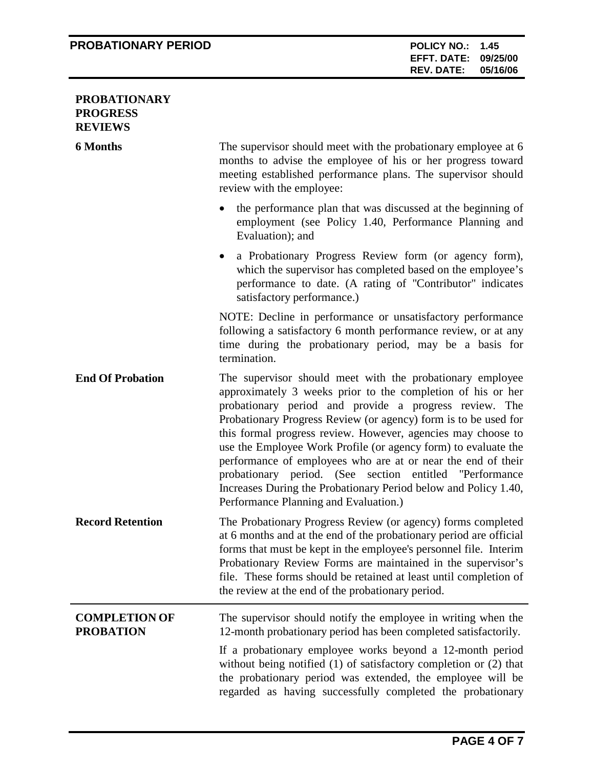## PROBATIONARY PROGRESS REVIEWS

**6 Months**

The supervisor should meet with the probationary employee at 6 months to advise the employee of his or her progress toward meeting established performance plans. The supervisor should review with the employee:

- the performance plan that was discussed at the beginning of employment (see Policy 1.40, Performance Planning and Evaluation); and
- a Probationary Progress Review form (or agency form), which the supervisor has completed based on the employee's performance to date. (A rating of "Contributor" indicates satisfactory performance.)

NOTE: Decline in performance or unsatisfactory performance following a satisfactory 6 month performance review, or at any time during the probationary period, may be a basis for termination.

**End Of Probation**

The supervisor should meet with the probationary employee approximately 3 weeks prior to the completion of his or her probationary period and provide a progress review. The Probationary Progress Review (or agency) form is to be used for this formal progress review. However, agencies may choose to use the Employee Work Profile (or agency form) to evaluate the performance of employees who are at or near the end of their probationary period. (See section entitled "Performance Increases During the Probationary Period below and Policy 1.40, Performance Planning and Evaluation.)

**Record Retention**

The Probationary Progress Review (or agency) forms completed at 6 months and at the end of the probationary period are official forms that must be kept in the employee's personnel file. Interim Probationary Review Forms are maintained in the supervisor's file. These forms should be retained at least until completion of the review at the end of the probationary period.

## COMPLETION OF PROBATION

The supervisor should notify the employee in writing when the 12-month probationary period has been completed satisfactorily.

If a probationary employee works beyond a 12-month period without being notified (1) of satisfactory completion or (2) that the probationary period was extended, the employee will be regarded as having successfully completed the probationary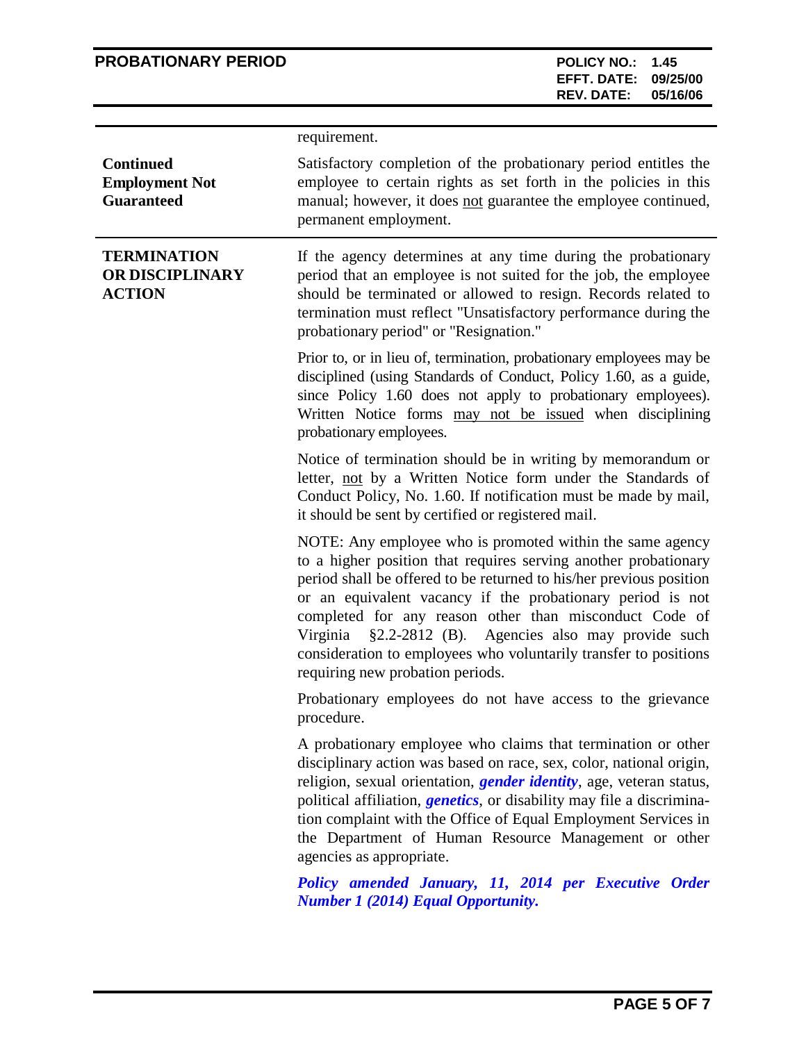requirement.

**Continued Employment Not Guaranteed**

Satisfactory completion of the probationary period entitles the employee to certain rights as set forth in the policies in this manual; however, it does not guarantee the employee continued, permanent employment.

**TERMINATION OR DISCIPLINARY ACTION**

If the agency determines at any time during the probationary period that an employee is not suited for the job, the employee should be terminated or allowed to resign. Records related to termination must reflect "Unsatisfactory performance during the probationary period" or "Resignation."

Prior to, or in lieu of, termination, probationary employees may be disciplined (using Standards of Conduct, Policy 1.60, as a guide, since Policy 1.60 does not apply to probationary employees). Written Notice forms may not be issued when disciplining probationary employees.

Notice of termination should be in writing by memorandum or letter, not by a Written Notice form under the Standards of Conduct Policy, No. 1.60. If notification must be made by mail, it should be sent by certified or registered mail.

NOTE: Any employee who is promoted within the same agency to a higher position that requires serving another probationary period shall be offered to be returned to his/her previous position or an equivalent vacancy if the probationary period is not completed for any reason other than misconduct Code of Virginia §2.2-2812 (B). Agencies also may provide such consideration to employees who voluntarily transfer to positions requiring new probation periods.

Probationary employees do not have access to the grievance procedure.

A probationary employee who claims that termination or other disciplinary action was based on race, sex, color, national origin, religion, sexual orientation, ***gender identity***, age, veteran status, political affiliation, ***genetics***, or disability may file a discrimination complaint with the Office of Equal Employment Services in the Department of Human Resource Management or other agencies as appropriate.

***Policy amended January, 11, 2014 per Executive Order Number 1 (2014) Equal Opportunity.***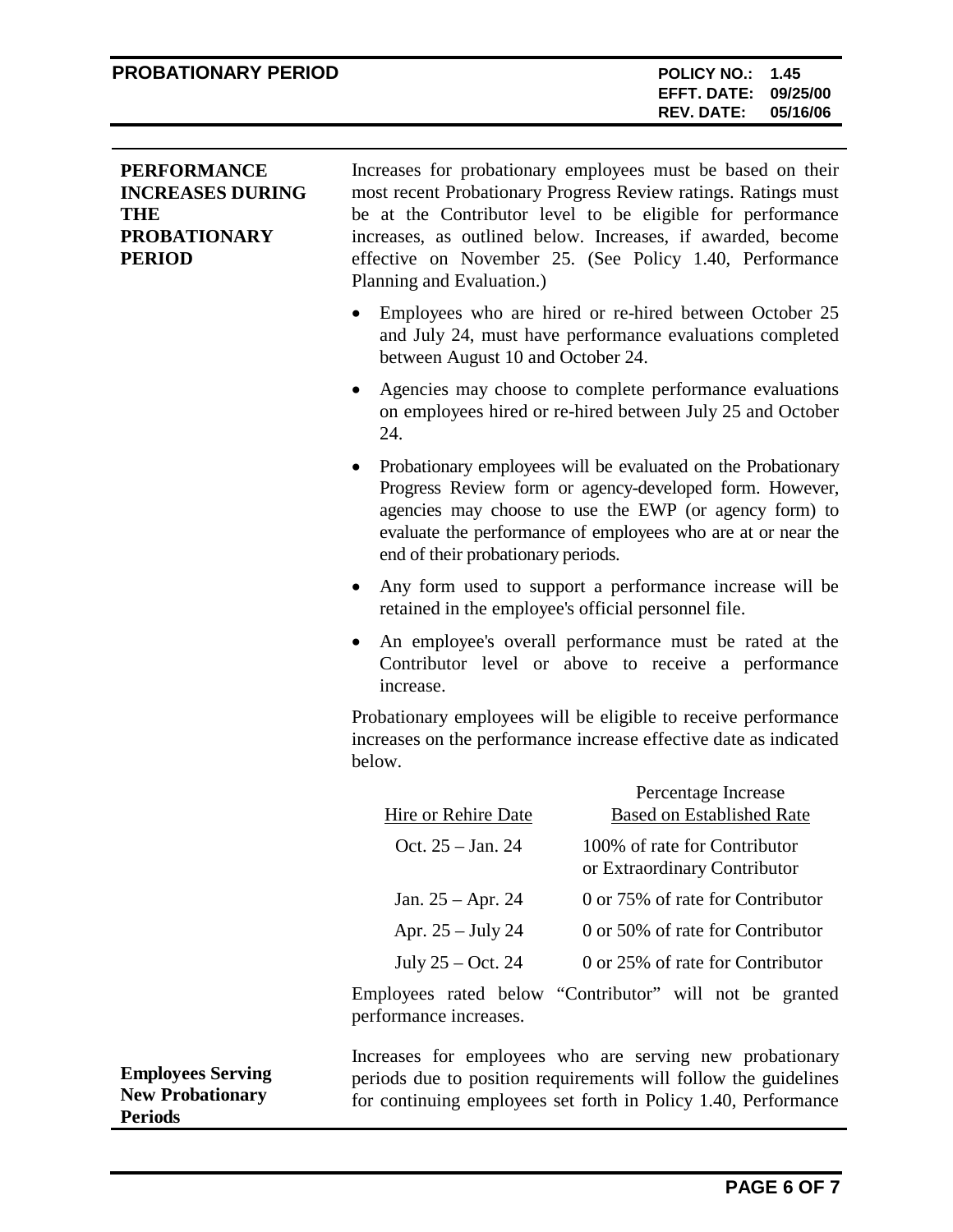## PERFORMANCE INCREASES DURING THE PROBATIONARY PERIOD

Increases for probationary employees must be based on their most recent Probationary Progress Review ratings. Ratings must be at the Contributor level to be eligible for performance increases, as outlined below. Increases, if awarded, become effective on November 25. (See Policy 1.40, Performance Planning and Evaluation.)

- Employees who are hired or re-hired between October 25 and July 24, must have performance evaluations completed between August 10 and October 24.
- Agencies may choose to complete performance evaluations on employees hired or re-hired between July 25 and October 24.
- Probationary employees will be evaluated on the Probationary Progress Review form or agency-developed form. However, agencies may choose to use the EWP (or agency form) to evaluate the performance of employees who are at or near the end of their probationary periods.
- Any form used to support a performance increase will be retained in the employee's official personnel file.
- An employee's overall performance must be rated at the Contributor level or above to receive a performance increase.

Probationary employees will be eligible to receive performance increases on the performance increase effective date as indicated below.

| Hire or Rehire Date | Percentage Increase Based on Established Rate |
| --- | --- |
| Oct. 25 – Jan. 24 | 100% of rate for Contributor or Extraordinary Contributor |
| Jan. 25 – Apr. 24 | 0 or 75% of rate for Contributor |
| Apr. 25 – July 24 | 0 or 50% of rate for Contributor |
| July 25 – Oct. 24 | 0 or 25% of rate for Contributor |

Employees rated below "Contributor" will not be granted performance increases.

### Employees Serving New Probationary Periods

Increases for employees who are serving new probationary periods due to position requirements will follow the guidelines for continuing employees set forth in Policy 1.40, Performance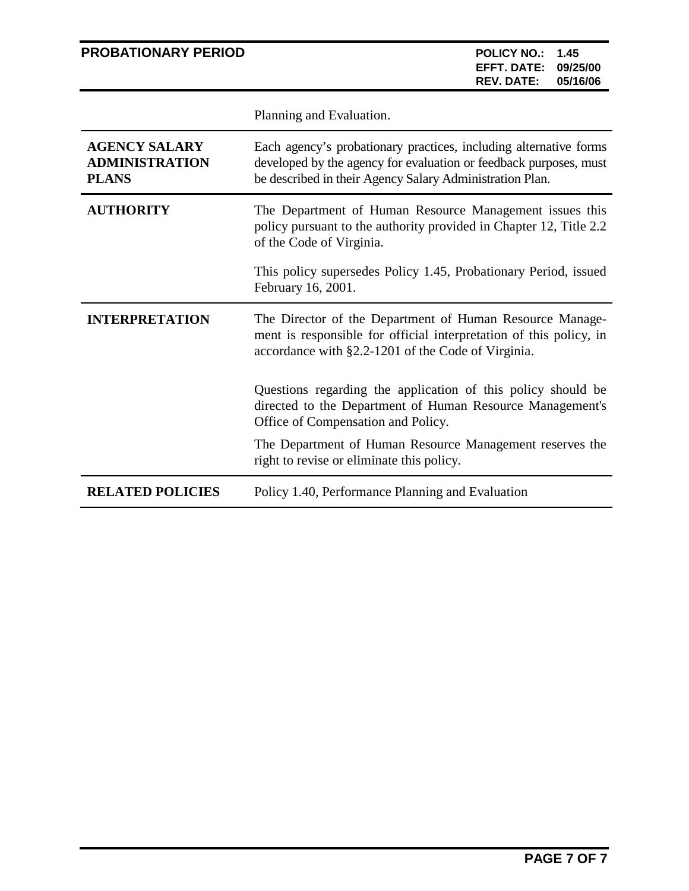Planning and Evaluation.

| | |
|---|---|
| **AGENCY SALARY ADMINISTRATION PLANS** | Each agency's probationary practices, including alternative forms developed by the agency for evaluation or feedback purposes, must be described in their Agency Salary Administration Plan. |
| **AUTHORITY** | The Department of Human Resource Management issues this policy pursuant to the authority provided in Chapter 12, Title 2.2 of the Code of Virginia.<br><br>This policy supersedes Policy 1.45, Probationary Period, issued February 16, 2001. |
| **INTERPRETATION** | The Director of the Department of Human Resource Management is responsible for official interpretation of this policy, in accordance with §2.2-1201 of the Code of Virginia.<br><br>Questions regarding the application of this policy should be directed to the Department of Human Resource Management's Office of Compensation and Policy.<br><br>The Department of Human Resource Management reserves the right to revise or eliminate this policy. |
| **RELATED POLICIES** | Policy 1.40, Performance Planning and Evaluation |